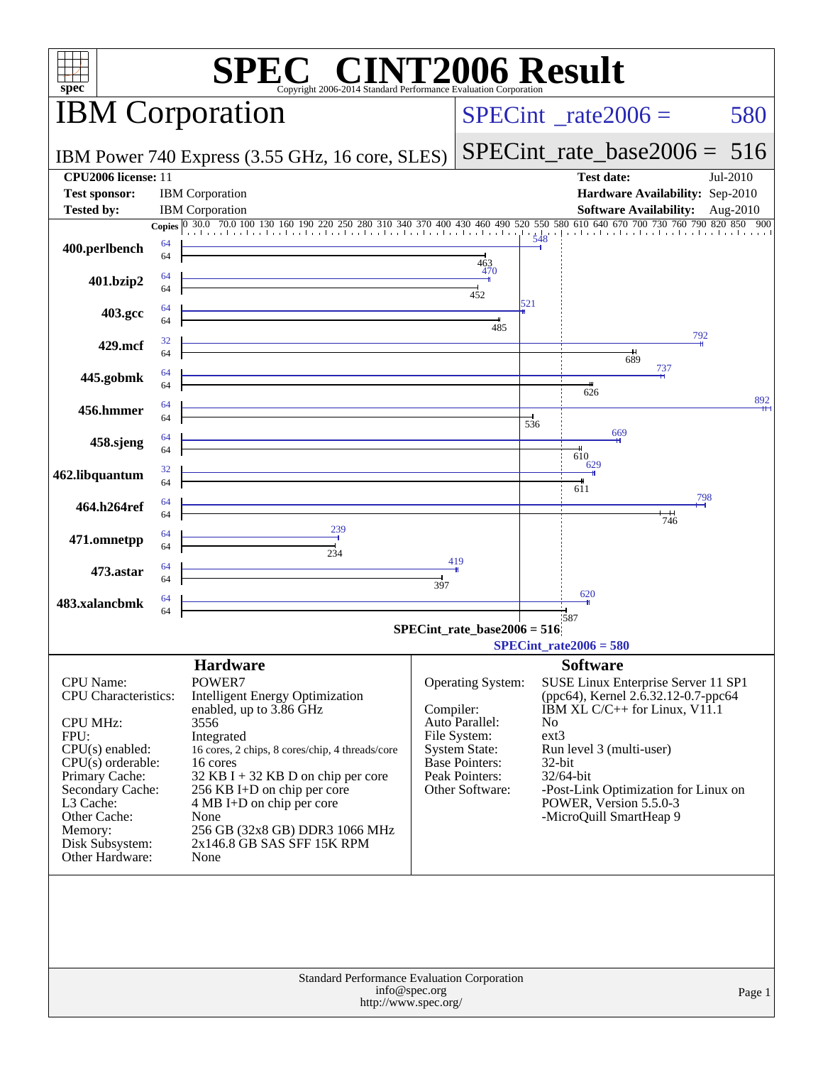# SPEC CINT2006 Result

Copyright 2006-2014 Standard Performance Evaluation Corporation

## IBM Corporation

IBM Power 740 Express (3.55 GHz, 16 core, SLES)

SPECint_rate2006 = 580

SPECint_rate_base2006 = 516

| | | | |
|---|---|---|---|
| **CPU2006 license:** 11 | | **Test date:** | Jul-2010 |
| **Test sponsor:** | IBM Corporation | **Hardware Availability:** | Sep-2010 |
| **Tested by:** | IBM Corporation | **Software Availability:** | Aug-2010 |

| Benchmark | Copies (peak) | Peak | Copies (base) | Base |
|---|---|---|---|---|
| 400.perlbench | 64 | 548 | 64 | 463 |
| 401.bzip2 | 64 | 470 | 64 | 452 |
| 403.gcc | 64 | 521 | 64 | 485 |
| 429.mcf | 32 | 792 | 64 | 689 |
| 445.gobmk | 64 | 737 | 64 | 626 |
| 456.hmmer | 64 | 892 | 64 | 536 |
| 458.sjeng | 64 | 669 | 64 | 610 |
| 462.libquantum | 32 | 629 | 64 | 611 |
| 464.h264ref | 64 | 798 | 64 | 746 |
| 471.omnetpp | 64 | 239 | 64 | 234 |
| 473.astar | 64 | 419 | 64 | 397 |
| 483.xalancbmk | 64 | 620 | 64 | 587 |

SPECint_rate_base2006 = 516

SPECint_rate2006 = 580

### Hardware

| | |
|---|---|
| CPU Name: | POWER7 |
| CPU Characteristics: | Intelligent Energy Optimization enabled, up to 3.86 GHz |
| CPU MHz: | 3556 |
| FPU: | Integrated |
| CPU(s) enabled: | 16 cores, 2 chips, 8 cores/chip, 4 threads/core |
| CPU(s) orderable: | 16 cores |
| Primary Cache: | 32 KB I + 32 KB D on chip per core |
| Secondary Cache: | 256 KB I+D on chip per core |
| L3 Cache: | 4 MB I+D on chip per core |
| Other Cache: | None |
| Memory: | 256 GB (32x8 GB) DDR3 1066 MHz |
| Disk Subsystem: | 2x146.8 GB SAS SFF 15K RPM |
| Other Hardware: | None |

### Software

| | |
|---|---|
| Operating System: | SUSE Linux Enterprise Server 11 SP1 (ppc64), Kernel 2.6.32.12-0.7-ppc64 |
| Compiler: | IBM XL C/C++ for Linux, V11.1 |
| Auto Parallel: | No |
| File System: | ext3 |
| System State: | Run level 3 (multi-user) |
| Base Pointers: | 32-bit |
| Peak Pointers: | 32/64-bit |
| Other Software: | -Post-Link Optimization for Linux on POWER, Version 5.5.0-3<br>-MicroQuill SmartHeap 9 |

Standard Performance Evaluation Corporation
info@spec.org
http://www.spec.org/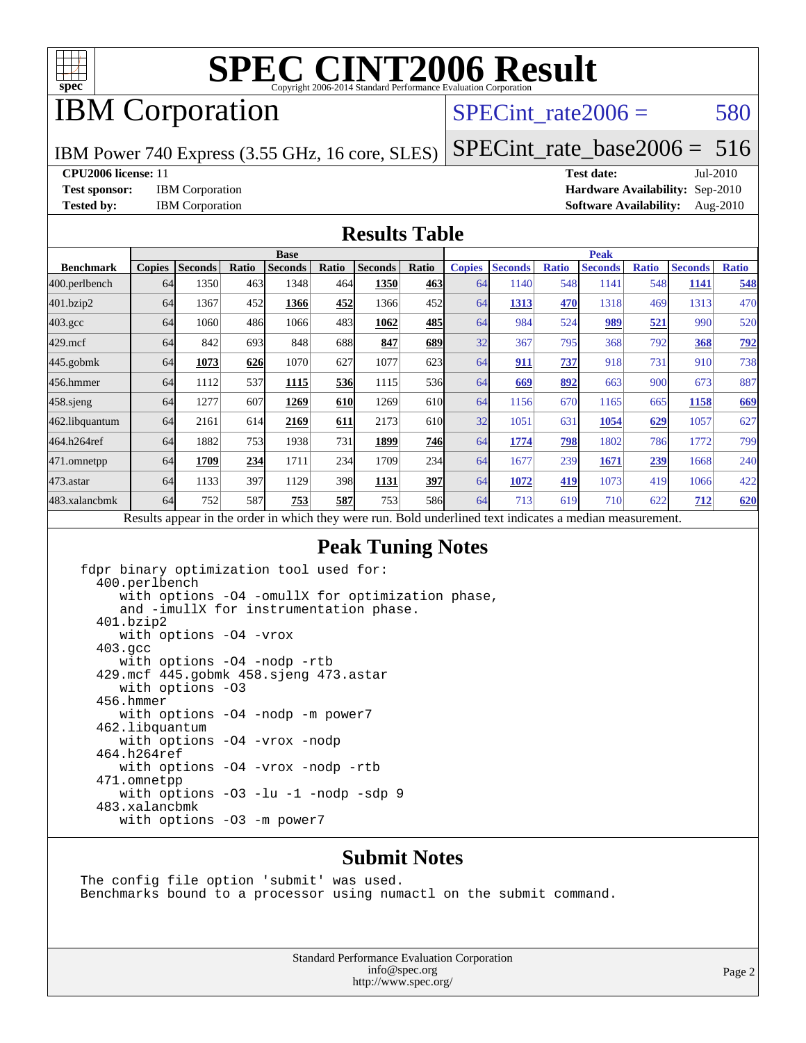# SPEC CINT2006 Result

Copyright 2006-2014 Standard Performance Evaluation Corporation

## IBM Corporation

IBM Power 740 Express (3.55 GHz, 16 core, SLES)

SPECint_rate2006 = 580

SPECint_rate_base2006 = 516

**CPU2006 license:** 11
**Test sponsor:** IBM Corporation
**Tested by:** IBM Corporation

**Test date:** Jul-2010
**Hardware Availability:** Sep-2010
**Software Availability:** Aug-2010

## Results Table

| Benchmark | Base | | | | | | | Peak | | | | | | |
|---|---|---|---|---|---|---|---|---|---|---|---|---|---|---|
| | Copies | Seconds | Ratio | Seconds | Ratio | Seconds | Ratio | Copies | Seconds | Ratio | Seconds | Ratio | Seconds | Ratio |
| 400.perlbench | 64 | 1350 | 463 | 1348 | 464 | **1350** | **463** | 64 | 1140 | 548 | 1141 | 548 | **1141** | **548** |
| 401.bzip2 | 64 | 1367 | 452 | **1366** | **452** | 1366 | 452 | 64 | **1313** | **470** | 1318 | 469 | 1313 | 470 |
| 403.gcc | 64 | 1060 | 486 | 1066 | 483 | **1062** | **485** | 64 | 984 | 524 | **989** | **521** | 990 | 520 |
| 429.mcf | 64 | 842 | 693 | 848 | 688 | **847** | **689** | 32 | 367 | 795 | 368 | 792 | **368** | **792** |
| 445.gobmk | 64 | **1073** | **626** | 1070 | 627 | 1077 | 623 | 64 | **911** | **737** | 918 | 731 | 910 | 738 |
| 456.hmmer | 64 | 1112 | 537 | **1115** | **536** | 1115 | 536 | 64 | **669** | **892** | 663 | 900 | 673 | 887 |
| 458.sjeng | 64 | 1277 | 607 | **1269** | **610** | 1269 | 610 | 64 | 1156 | 670 | 1165 | 665 | **1158** | **669** |
| 462.libquantum | 64 | 2161 | 614 | **2169** | **611** | 2173 | 610 | 32 | 1051 | 631 | **1054** | **629** | 1057 | 627 |
| 464.h264ref | 64 | 1882 | 753 | 1938 | 731 | **1899** | **746** | 64 | **1774** | **798** | 1802 | 786 | 1772 | 799 |
| 471.omnetpp | 64 | **1709** | **234** | 1711 | 234 | 1709 | 234 | 64 | 1677 | 239 | **1671** | **239** | 1668 | 240 |
| 473.astar | 64 | 1133 | 397 | 1129 | 398 | **1131** | **397** | 64 | **1072** | **419** | 1073 | 419 | 1066 | 422 |
| 483.xalancbmk | 64 | 752 | 587 | **753** | **587** | 753 | 586 | 64 | 713 | 619 | 710 | 622 | **712** | **620** |

Results appear in the order in which they were run. Bold underlined text indicates a median measurement.

## Peak Tuning Notes

```
fdpr binary optimization tool used for:
  400.perlbench
     with options -O4 -omullX for optimization phase,
     and -imullX for instrumentation phase.
  401.bzip2
     with options -O4 -vrox
  403.gcc
     with options -O4 -nodp -rtb
  429.mcf 445.gobmk 458.sjeng 473.astar
     with options -O3
  456.hmmer
     with options -O4 -nodp -m power7
  462.libquantum
     with options -O4 -vrox -nodp
  464.h264ref
     with options -O4 -vrox -nodp -rtb
  471.omnetpp
     with options -O3 -lu -1 -nodp -sdp 9
  483.xalancbmk
     with options -O3 -m power7
```

## Submit Notes

```
The config file option 'submit' was used.
Benchmarks bound to a processor using numactl on the submit command.
```

Standard Performance Evaluation Corporation
info@spec.org
http://www.spec.org/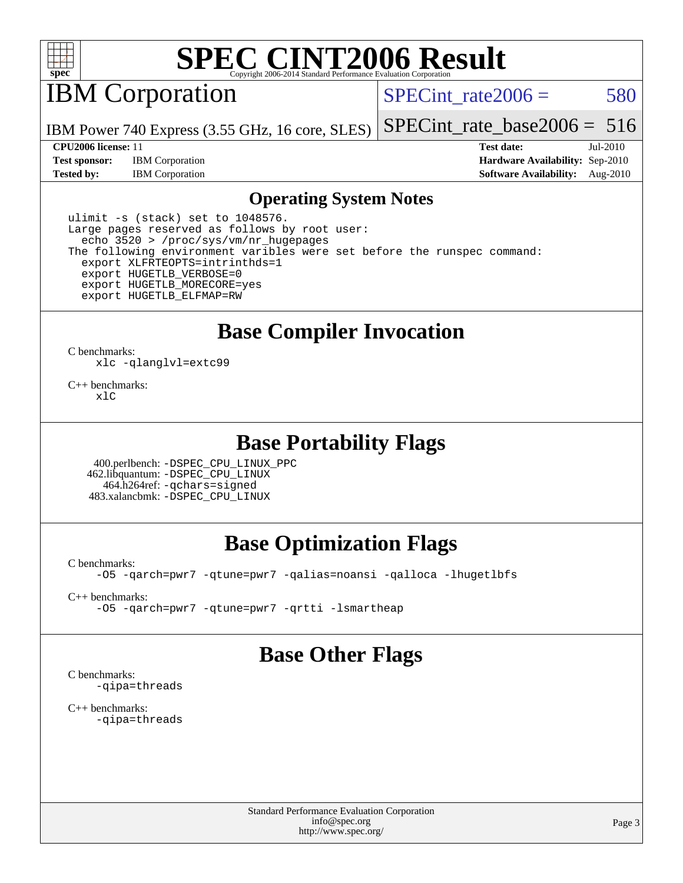# SPEC CINT2006 Result

Copyright 2006-2014 Standard Performance Evaluation Corporation

## IBM Corporation

IBM Power 740 Express (3.55 GHz, 16 core, SLES)

SPECint_rate2006 = 580

SPECint_rate_base2006 = 516

| | | | |
|---|---|---|---|
| **CPU2006 license:** 11 | | **Test date:** | Jul-2010 |
| **Test sponsor:** | IBM Corporation | **Hardware Availability:** | Sep-2010 |
| **Tested by:** | IBM Corporation | **Software Availability:** | Aug-2010 |

## Operating System Notes

```
ulimit -s (stack) set to 1048576.
Large pages reserved as follows by root user:
  echo 3520 > /proc/sys/vm/nr_hugepages
The following environment varibles were set before the runspec command:
  export XLFRTEOPTS=intrinthds=1
  export HUGETLB_VERBOSE=0
  export HUGETLB_MORECORE=yes
  export HUGETLB_ELFMAP=RW
```

## Base Compiler Invocation

C benchmarks:
```
xlc -qlanglvl=extc99
```

C++ benchmarks:
```
xlC
```

## Base Portability Flags

400.perlbench: `-DSPEC_CPU_LINUX_PPC`
462.libquantum: `-DSPEC_CPU_LINUX`
464.h264ref: `-qchars=signed`
483.xalancbmk: `-DSPEC_CPU_LINUX`

## Base Optimization Flags

C benchmarks:
```
-O5 -qarch=pwr7 -qtune=pwr7 -qalias=noansi -qalloca -lhugetlbfs
```

C++ benchmarks:
```
-O5 -qarch=pwr7 -qtune=pwr7 -qrtti -lsmartheap
```

## Base Other Flags

C benchmarks:
```
-qipa=threads
```

C++ benchmarks:
```
-qipa=threads
```

Standard Performance Evaluation Corporation
info@spec.org
http://www.spec.org/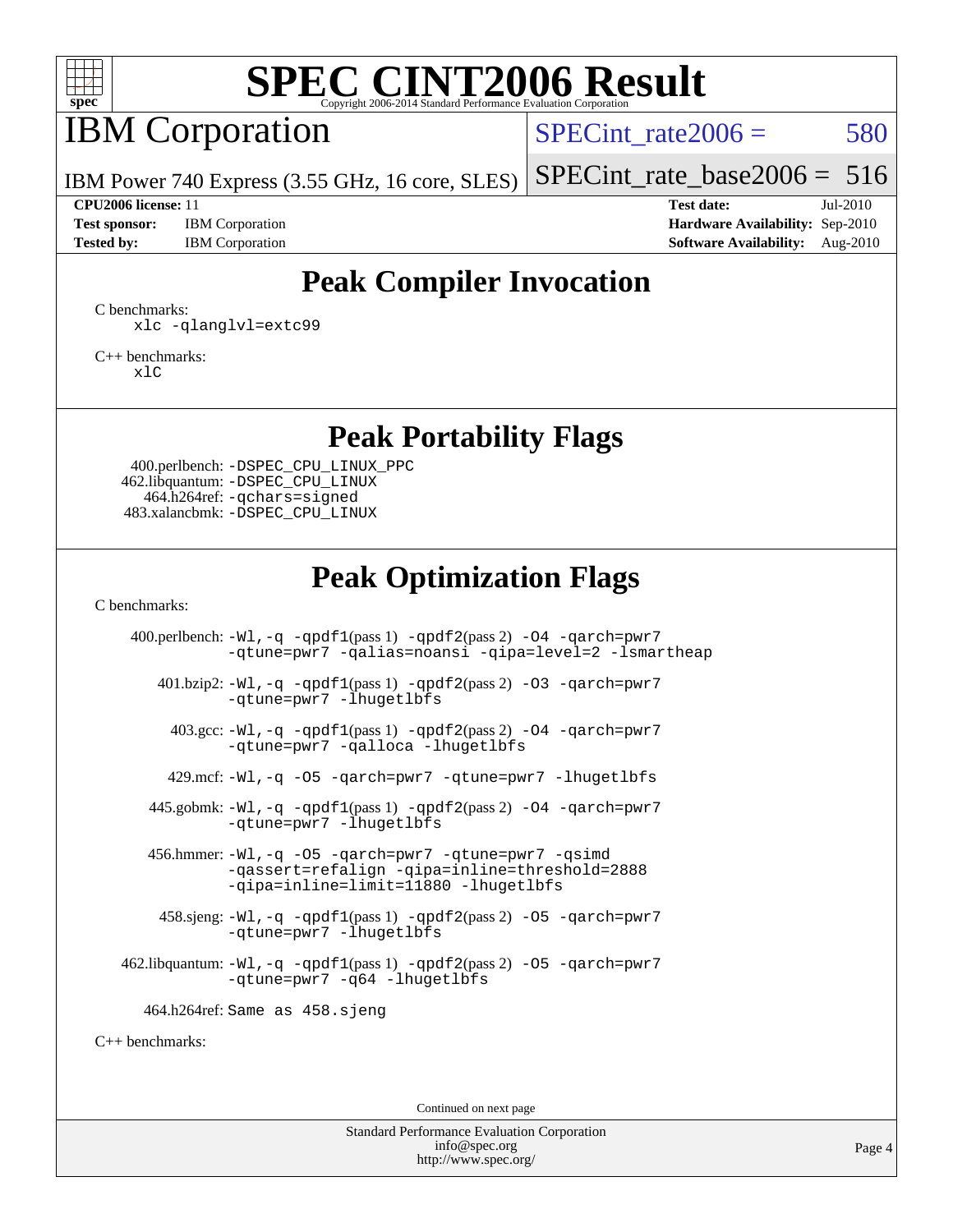# SPEC CINT2006 Result

Copyright 2006-2014 Standard Performance Evaluation Corporation

## IBM Corporation

IBM Power 740 Express (3.55 GHz, 16 core, SLES)

SPECint_rate2006 = 580

SPECint_rate_base2006 = 516

| | | | |
|---|---|---|---|
| **CPU2006 license:** 11 | | **Test date:** | Jul-2010 |
| **Test sponsor:** | IBM Corporation | **Hardware Availability:** | Sep-2010 |
| **Tested by:** | IBM Corporation | **Software Availability:** | Aug-2010 |

## Peak Compiler Invocation

C benchmarks:
```
xlc -qlanglvl=extc99
```

C++ benchmarks:
```
xlC
```

## Peak Portability Flags

400.perlbench: `-DSPEC_CPU_LINUX_PPC`
462.libquantum: `-DSPEC_CPU_LINUX`
464.h264ref: `-qchars=signed`
483.xalancbmk: `-DSPEC_CPU_LINUX`

## Peak Optimization Flags

C benchmarks:

400.perlbench: `-Wl,-q -qpdf1`(pass 1) `-qpdf2`(pass 2) `-O4 -qarch=pwr7 -qtune=pwr7 -qalias=noansi -qipa=level=2 -lsmartheap`

401.bzip2: `-Wl,-q -qpdf1`(pass 1) `-qpdf2`(pass 2) `-O3 -qarch=pwr7 -qtune=pwr7 -lhugetlbfs`

403.gcc: `-Wl,-q -qpdf1`(pass 1) `-qpdf2`(pass 2) `-O4 -qarch=pwr7 -qtune=pwr7 -qalloca -lhugetlbfs`

429.mcf: `-Wl,-q -O5 -qarch=pwr7 -qtune=pwr7 -lhugetlbfs`

445.gobmk: `-Wl,-q -qpdf1`(pass 1) `-qpdf2`(pass 2) `-O4 -qarch=pwr7 -qtune=pwr7 -lhugetlbfs`

456.hmmer: `-Wl,-q -O5 -qarch=pwr7 -qtune=pwr7 -qsimd -qassert=refalign -qipa=inline=threshold=2888 -qipa=inline=limit=11880 -lhugetlbfs`

458.sjeng: `-Wl,-q -qpdf1`(pass 1) `-qpdf2`(pass 2) `-O5 -qarch=pwr7 -qtune=pwr7 -lhugetlbfs`

462.libquantum: `-Wl,-q -qpdf1`(pass 1) `-qpdf2`(pass 2) `-O5 -qarch=pwr7 -qtune=pwr7 -q64 -lhugetlbfs`

464.h264ref: `Same as 458.sjeng`

C++ benchmarks:

Continued on next page

Standard Performance Evaluation Corporation
info@spec.org
http://www.spec.org/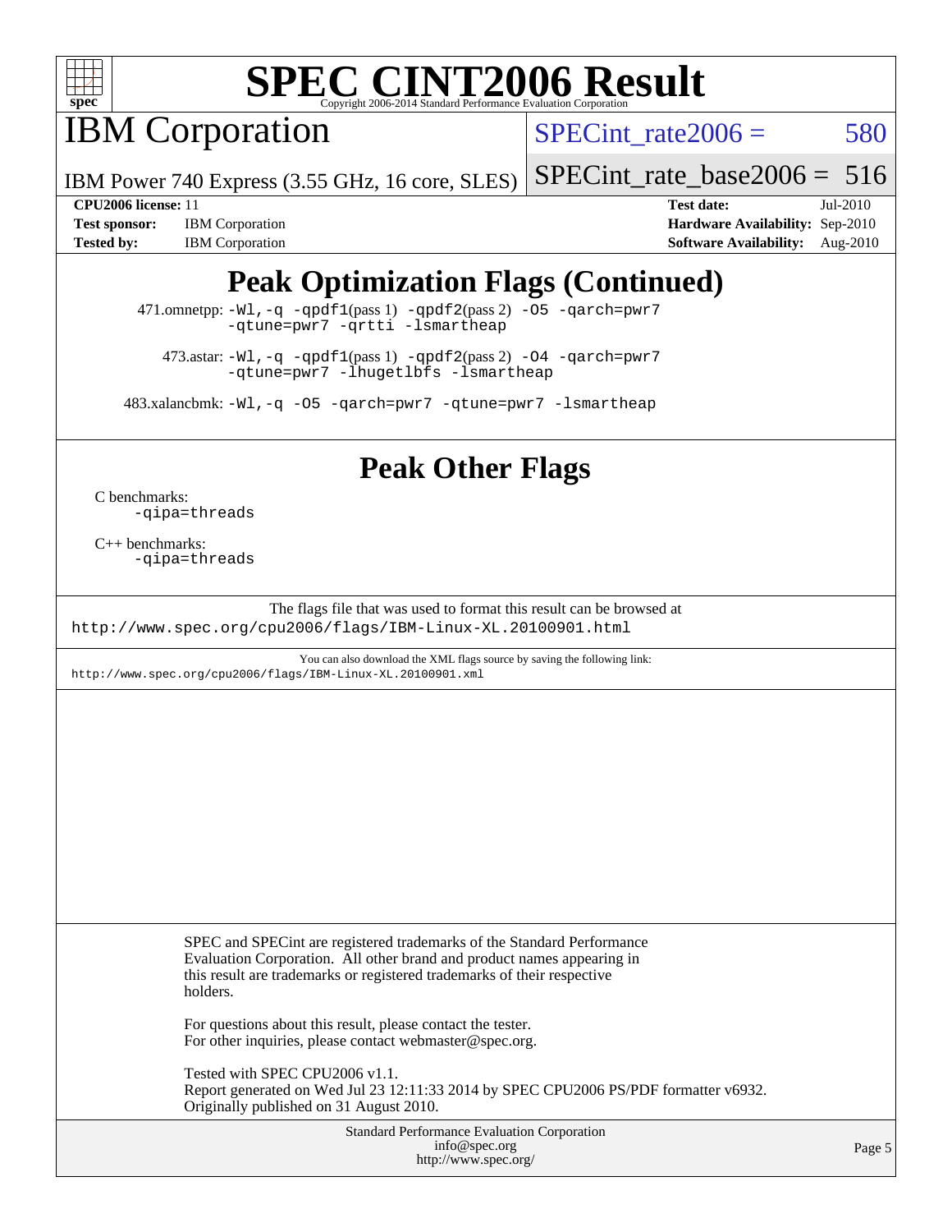# Peak Optimization Flags (Continued)

471.omnetpp: -Wl,-q -qpdf1(pass 1) -qpdf2(pass 2) -O5 -qarch=pwr7 -qtune=pwr7 -qrtti -lsmartheap

473.astar: -Wl,-q -qpdf1(pass 1) -qpdf2(pass 2) -O4 -qarch=pwr7 -qtune=pwr7 -lhugetlbfs -lsmartheap

483.xalancbmk: -Wl,-q -O5 -qarch=pwr7 -qtune=pwr7 -lsmartheap

# Peak Other Flags

C benchmarks:
-qipa=threads

C++ benchmarks:
-qipa=threads

The flags file that was used to format this result can be browsed at
http://www.spec.org/cpu2006/flags/IBM-Linux-XL.20100901.html

You can also download the XML flags source by saving the following link:
http://www.spec.org/cpu2006/flags/IBM-Linux-XL.20100901.xml

SPEC and SPECint are registered trademarks of the Standard Performance Evaluation Corporation. All other brand and product names appearing in this result are trademarks or registered trademarks of their respective holders.

For questions about this result, please contact the tester.
For other inquiries, please contact webmaster@spec.org.

Tested with SPEC CPU2006 v1.1.
Report generated on Wed Jul 23 12:11:33 2014 by SPEC CPU2006 PS/PDF formatter v6932.
Originally published on 31 August 2010.